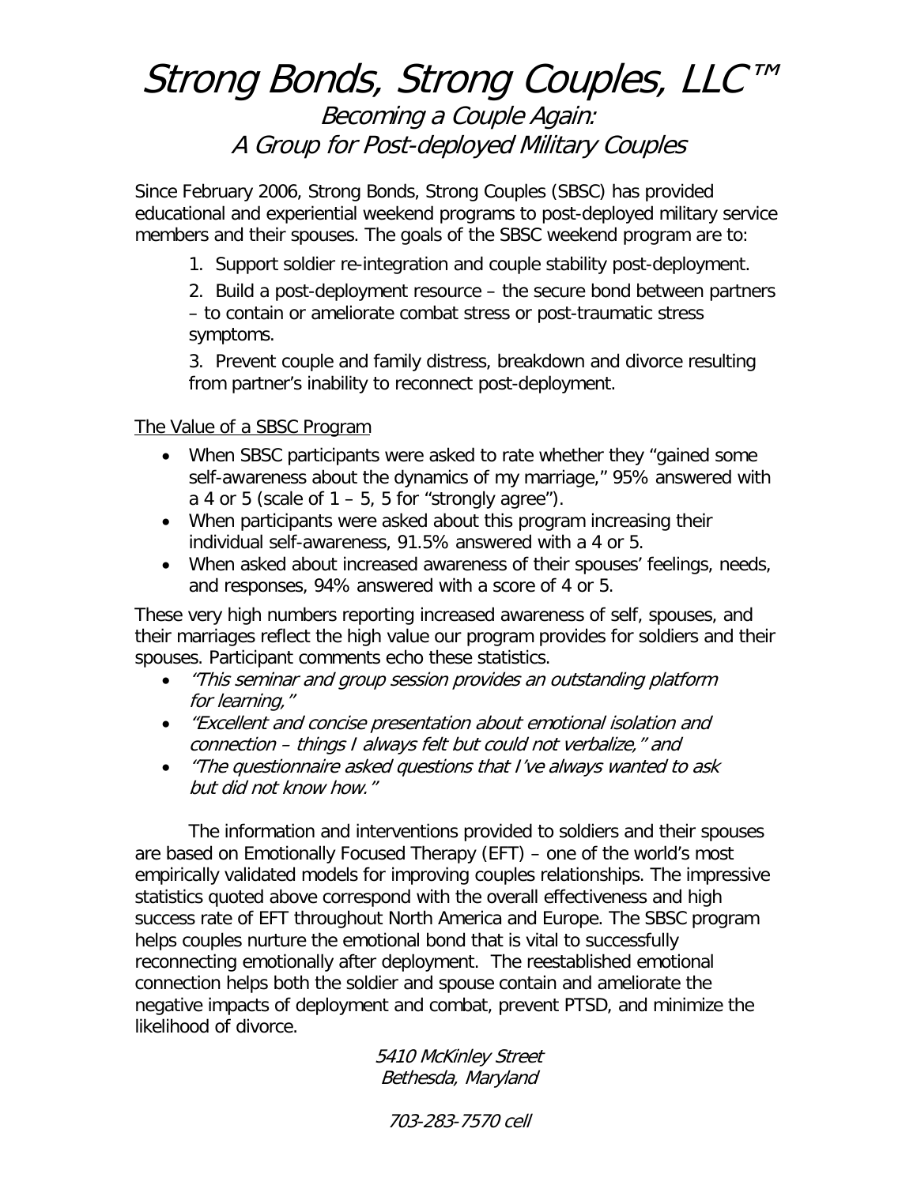# *Strong Bonds, Strong Couples, LLC™*

## *Becoming a Couple Again:*
## *A Group for Post-deployed Military Couples*

Since February 2006, Strong Bonds, Strong Couples (SBSC) has provided educational and experiential weekend programs to post-deployed military service members and their spouses. The goals of the SBSC weekend program are to:

1. Support soldier re-integration and couple stability post-deployment.
2. Build a post-deployment resource – the secure bond between partners – to contain or ameliorate combat stress or post-traumatic stress symptoms.
3. Prevent couple and family distress, breakdown and divorce resulting from partner's inability to reconnect post-deployment.

<u>The Value of a SBSC Program</u>

- When SBSC participants were asked to rate whether they "gained some self-awareness about the dynamics of my marriage," 95% answered with a 4 or 5 (scale of 1 – 5, 5 for "strongly agree").
- When participants were asked about this program increasing their individual self-awareness, 91.5% answered with a 4 or 5.
- When asked about increased awareness of their spouses' feelings, needs, and responses, 94% answered with a score of 4 or 5.

These very high numbers reporting increased awareness of self, spouses, and their marriages reflect the high value our program provides for soldiers and their spouses. Participant comments echo these statistics.

- *"This seminar and group session provides an outstanding platform for learning,"*
- *"Excellent and concise presentation about emotional isolation and connection – things I always felt but could not verbalize," and*
- *"The questionnaire asked questions that I've always wanted to ask but did not know how."*

The information and interventions provided to soldiers and their spouses are based on Emotionally Focused Therapy (EFT) – one of the world's most empirically validated models for improving couples relationships. The impressive statistics quoted above correspond with the overall effectiveness and high success rate of EFT throughout North America and Europe. The SBSC program helps couples nurture the emotional bond that is vital to successfully reconnecting emotionally after deployment. The reestablished emotional connection helps both the soldier and spouse contain and ameliorate the negative impacts of deployment and combat, prevent PTSD, and minimize the likelihood of divorce.

*5410 McKinley Street*
*Bethesda, Maryland*

*703-283-7570 cell*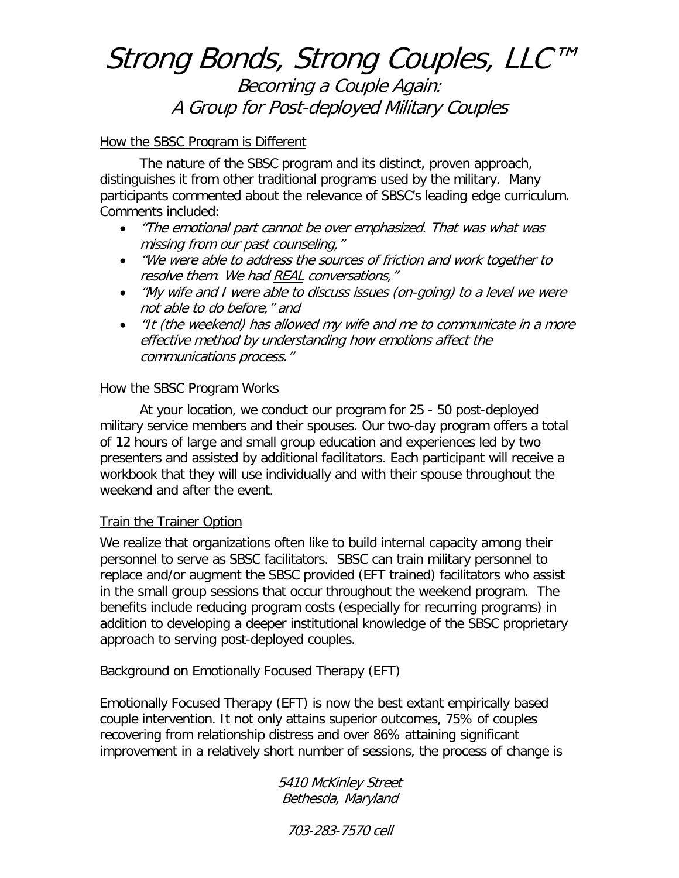# *Strong Bonds, Strong Couples, LLC™*

## *Becoming a Couple Again: A Group for Post-deployed Military Couples*

<u>How the SBSC Program is Different</u>

The nature of the SBSC program and its distinct, proven approach, distinguishes it from other traditional programs used by the military. Many participants commented about the relevance of SBSC's leading edge curriculum. Comments included:

- *"The emotional part cannot be over emphasized. That was what was missing from our past counseling,"*
- *"We were able to address the sources of friction and work together to resolve them. We had <u>REAL</u> conversations,"*
- *"My wife and I were able to discuss issues (on-going) to a level we were not able to do before," and*
- *"It (the weekend) has allowed my wife and me to communicate in a more effective method by understanding how emotions affect the communications process."*

<u>How the SBSC Program Works</u>

At your location, we conduct our program for 25 - 50 post-deployed military service members and their spouses. Our two-day program offers a total of 12 hours of large and small group education and experiences led by two presenters and assisted by additional facilitators. Each participant will receive a workbook that they will use individually and with their spouse throughout the weekend and after the event.

<u>Train the Trainer Option</u>

We realize that organizations often like to build internal capacity among their personnel to serve as SBSC facilitators. SBSC can train military personnel to replace and/or augment the SBSC provided (EFT trained) facilitators who assist in the small group sessions that occur throughout the weekend program. The benefits include reducing program costs (especially for recurring programs) in addition to developing a deeper institutional knowledge of the SBSC proprietary approach to serving post-deployed couples.

<u>Background on Emotionally Focused Therapy (EFT)</u>

Emotionally Focused Therapy (EFT) is now the best extant empirically based couple intervention. It not only attains superior outcomes, 75% of couples recovering from relationship distress and over 86% attaining significant improvement in a relatively short number of sessions, the process of change is

*5410 McKinley Street*
*Bethesda, Maryland*

*703-283-7570 cell*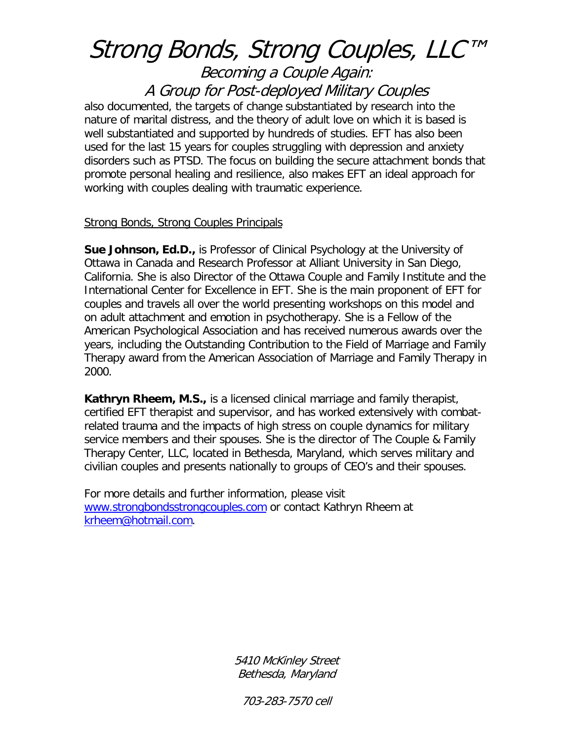also documented, the targets of change substantiated by research into the nature of marital distress, and the theory of adult love on which it is based is well substantiated and supported by hundreds of studies. EFT has also been used for the last 15 years for couples struggling with depression and anxiety disorders such as PTSD. The focus on building the secure attachment bonds that promote personal healing and resilience, also makes EFT an ideal approach for working with couples dealing with traumatic experience.

Strong Bonds, Strong Couples Principals

**Sue Johnson, Ed.D.,** is Professor of Clinical Psychology at the University of Ottawa in Canada and Research Professor at Alliant University in San Diego, California. She is also Director of the Ottawa Couple and Family Institute and the International Center for Excellence in EFT. She is the main proponent of EFT for couples and travels all over the world presenting workshops on this model and on adult attachment and emotion in psychotherapy. She is a Fellow of the American Psychological Association and has received numerous awards over the years, including the Outstanding Contribution to the Field of Marriage and Family Therapy award from the American Association of Marriage and Family Therapy in 2000.

**Kathryn Rheem, M.S.,** is a licensed clinical marriage and family therapist, certified EFT therapist and supervisor, and has worked extensively with combat-related trauma and the impacts of high stress on couple dynamics for military service members and their spouses. She is the director of The Couple & Family Therapy Center, LLC, located in Bethesda, Maryland, which serves military and civilian couples and presents nationally to groups of CEO's and their spouses.

For more details and further information, please visit www.strongbondsstrongcouples.com or contact Kathryn Rheem at krheem@hotmail.com.

*5410 McKinley Street*
*Bethesda, Maryland*

*703-283-7570 cell*